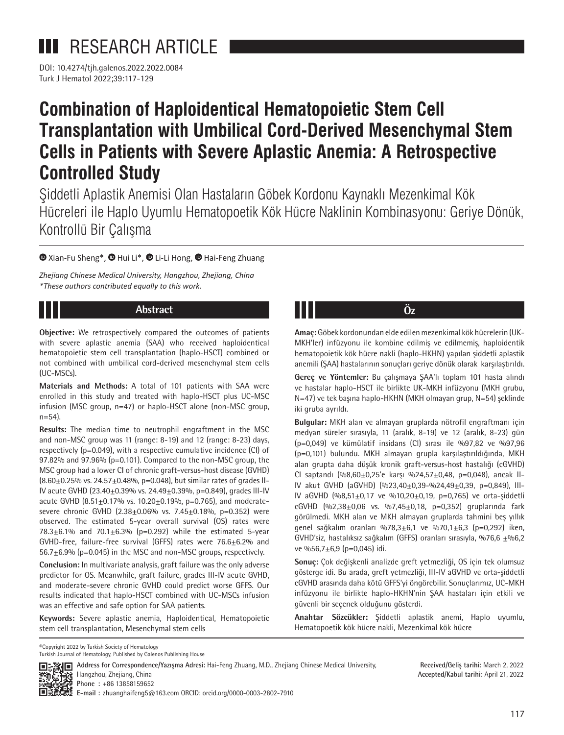# RESEARCH ARTICLE

DOI: 10.4274/tjh.galenos.2022.2022.0084

# Combination of Haploidentical Hematopoietic Stem Cell Transplantation with Umbilical Cord-Derived Mesenchymal Stem Cells in Patients with Severe Aplastic Anemia: A Retrospective Controlled Study

## Şiddetli Aplastik Anemisi Olan Hastaların Göbek Kordonu Kaynaklı Mezenkimal Kök Hücreleri ile Haplo Uyumlu Hematopoetik Kök Hücre Naklinin Kombinasyonu: Geriye Dönük, Kontrollü Bir Çalışma

Xian-Fu Sheng*, Hui Li*, Li-Li Hong, Hai-Feng Zhuang

*Zhejiang Chinese Medical University, Hangzhou, Zhejiang, China*
*\*These authors contributed equally to this work.*

## Abstract

**Objective:** We retrospectively compared the outcomes of patients with severe aplastic anemia (SAA) who received haploidentical hematopoietic stem cell transplantation (haplo-HSCT) combined or not combined with umbilical cord-derived mesenchymal stem cells (UC-MSCs).

**Materials and Methods:** A total of 101 patients with SAA were enrolled in this study and treated with haplo-HSCT plus UC-MSC infusion (MSC group, n=47) or haplo-HSCT alone (non-MSC group, n=54).

**Results:** The median time to neutrophil engraftment in the MSC and non-MSC group was 11 (range: 8-19) and 12 (range: 8-23) days, respectively (p=0.049), with a respective cumulative incidence (CI) of 97.82% and 97.96% (p=0.101). Compared to the non-MSC group, the MSC group had a lower CI of chronic graft-versus-host disease (GVHD) (8.60±0.25% vs. 24.57±0.48%, p=0.048), but similar rates of grades II-IV acute GVHD (23.40±0.39% vs. 24.49±0.39%, p=0.849), grades III-IV acute GVHD (8.51±0.17% vs. 10.20±0.19%, p=0.765), and moderate-severe chronic GVHD (2.38±0.06% vs. 7.45±0.18%, p=0.352) were observed. The estimated 5-year overall survival (OS) rates were 78.3±6.1% and 70.1±6.3% (p=0.292) while the estimated 5-year GVHD-free, failure-free survival (GFFS) rates were 76.6±6.2% and 56.7±6.9% (p=0.045) in the MSC and non-MSC groups, respectively.

**Conclusion:** In multivariate analysis, graft failure was the only adverse predictor for OS. Meanwhile, graft failure, grades III-IV acute GVHD, and moderate-severe chronic GVHD could predict worse GFFS. Our results indicated that haplo-HSCT combined with UC-MSCs infusion was an effective and safe option for SAA patients.

**Keywords:** Severe aplastic anemia, Haploidentical, Hematopoietic stem cell transplantation, Mesenchymal stem cells

## Öz

**Amaç:** Göbek kordonundan elde edilen mezenkimal kök hücrelerin (UK-MKH'ler) infüzyonu ile kombine edilmiş ve edilmemiş, haploidentik hematopoietik kök hücre nakli (haplo-HKHN) yapılan şiddetli aplastik anemili (ŞAA) hastalarının sonuçları geriye dönük olarak karşılaştırıldı.

**Gereç ve Yöntemler:** Bu çalışmaya ŞAA'lı toplam 101 hasta alındı ve hastalar haplo-HSCT ile birlikte UK-MKH infüzyonu (MKH grubu, N=47) ve tek başına haplo-HKHN (MKH olmayan grup, N=54) şeklinde iki gruba ayrıldı.

**Bulgular:** MKH alan ve almayan gruplarda nötrofil engraftmanı için medyan süreler sırasıyla, 11 (aralık, 8-19) ve 12 (aralık, 8-23) gün (p=0,049) ve kümülatif insidans (CI) sırası ile %97,82 ve %97,96 (p=0,101) bulundu. MKH almayan grupla karşılaştırıldığında, MKH alan grupta daha düşük kronik graft-versus-host hastalığı (cGVHD) CI saptandı (%8,60±0,25'e karşı %24,57±0,48, p=0,048), ancak II-IV akut GVHD (aGVHD) (%23,40±0,39-%24,49±0,39, p=0,849), III-IV aGVHD (%8,51±0,17 ve %10,20±0,19, p=0,765) ve orta-şiddetli cGVHD (%2,38±0,06 vs. %7,45±0,18, p=0,352) gruplarında fark görülmedi. MKH alan ve MKH almayan gruplarda tahmini beş yıllık genel sağkalım oranları %78,3±6,1 ve %70,1±6,3 (p=0,292) iken, GVHD'siz, hastalıksız sağkalım (GFFS) oranları sırasıyla, %76,6 ±%6,2 ve %56,7±6,9 (p=0,045) idi.

**Sonuç:** Çok değişkenli analizde greft yetmezliği, OS için tek olumsuz gösterge idi. Bu arada, greft yetmezliği, III-IV aGVHD ve orta-şiddetli cGVHD arasında daha kötü GFFS'yi öngörebilir. Sonuçlarımız, UC-MKH infüzyonu ile birlikte haplo-HKHN'nin ŞAA hastaları için etkili ve güvenli bir seçenek olduğunu gösterdi.

**Anahtar Sözcükler:** Şiddetli aplastik anemi, Haplo uyumlu, Hematopoetik kök hücre nakli, Mezenkimal kök hücre

©Copyright 2022 by Turkish Society of Hematology
Turkish Journal of Hematology, Published by Galenos Publishing House

**Address for Correspondence/Yazışma Adresi:** Hai-Feng Zhuang, M.D., Zhejiang Chinese Medical University, Hangzhou, Zhejiang, China
**Phone :** +86 13858159652
**E-mail :** zhuanghaifeng5@163.com ORCID: orcid.org/0000-0003-2802-7910

**Received/Geliş tarihi:** March 2, 2022
**Accepted/Kabul tarihi:** April 21, 2022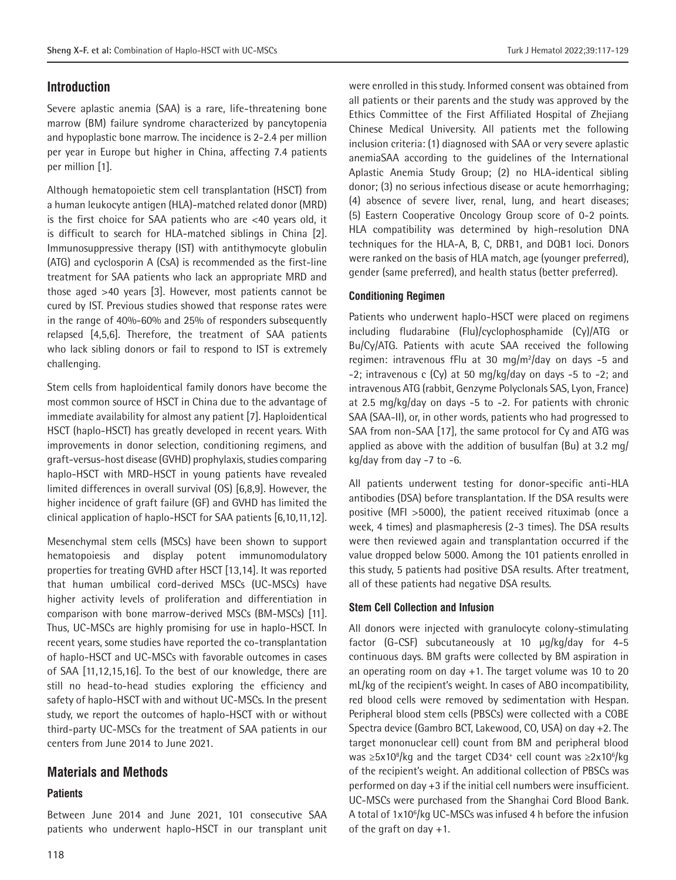## Introduction

Severe aplastic anemia (SAA) is a rare, life-threatening bone marrow (BM) failure syndrome characterized by pancytopenia and hypoplastic bone marrow. The incidence is 2-2.4 per million per year in Europe but higher in China, affecting 7.4 patients per million [1].

Although hematopoietic stem cell transplantation (HSCT) from a human leukocyte antigen (HLA)-matched related donor (MRD) is the first choice for SAA patients who are <40 years old, it is difficult to search for HLA-matched siblings in China [2]. Immunosuppressive therapy (IST) with antithymocyte globulin (ATG) and cyclosporin A (CsA) is recommended as the first-line treatment for SAA patients who lack an appropriate MRD and those aged >40 years [3]. However, most patients cannot be cured by IST. Previous studies showed that response rates were in the range of 40%-60% and 25% of responders subsequently relapsed [4,5,6]. Therefore, the treatment of SAA patients who lack sibling donors or fail to respond to IST is extremely challenging.

Stem cells from haploidentical family donors have become the most common source of HSCT in China due to the advantage of immediate availability for almost any patient [7]. Haploidentical HSCT (haplo-HSCT) has greatly developed in recent years. With improvements in donor selection, conditioning regimens, and graft-versus-host disease (GVHD) prophylaxis, studies comparing haplo-HSCT with MRD-HSCT in young patients have revealed limited differences in overall survival (OS) [6,8,9]. However, the higher incidence of graft failure (GF) and GVHD has limited the clinical application of haplo-HSCT for SAA patients [6,10,11,12].

Mesenchymal stem cells (MSCs) have been shown to support hematopoiesis and display potent immunomodulatory properties for treating GVHD after HSCT [13,14]. It was reported that human umbilical cord-derived MSCs (UC-MSCs) have higher activity levels of proliferation and differentiation in comparison with bone marrow-derived MSCs (BM-MSCs) [11]. Thus, UC-MSCs are highly promising for use in haplo-HSCT. In recent years, some studies have reported the co-transplantation of haplo-HSCT and UC-MSCs with favorable outcomes in cases of SAA [11,12,15,16]. To the best of our knowledge, there are still no head-to-head studies exploring the efficiency and safety of haplo-HSCT with and without UC-MSCs. In the present study, we report the outcomes of haplo-HSCT with or without third-party UC-MSCs for the treatment of SAA patients in our centers from June 2014 to June 2021.

## Materials and Methods

### Patients

Between June 2014 and June 2021, 101 consecutive SAA patients who underwent haplo-HSCT in our transplant unit were enrolled in this study. Informed consent was obtained from all patients or their parents and the study was approved by the Ethics Committee of the First Affiliated Hospital of Zhejiang Chinese Medical University. All patients met the following inclusion criteria: (1) diagnosed with SAA or very severe aplastic anemiaSAA according to the guidelines of the International Aplastic Anemia Study Group; (2) no HLA-identical sibling donor; (3) no serious infectious disease or acute hemorrhaging; (4) absence of severe liver, renal, lung, and heart diseases; (5) Eastern Cooperative Oncology Group score of 0-2 points. HLA compatibility was determined by high-resolution DNA techniques for the HLA-A, B, C, DRB1, and DQB1 loci. Donors were ranked on the basis of HLA match, age (younger preferred), gender (same preferred), and health status (better preferred).

### Conditioning Regimen

Patients who underwent haplo-HSCT were placed on regimens including fludarabine (Flu)/cyclophosphamide (Cy)/ATG or Bu/Cy/ATG. Patients with acute SAA received the following regimen: intravenous fFlu at 30 mg/m$^2$/day on days -5 and -2; intravenous c (Cy) at 50 mg/kg/day on days -5 to -2; and intravenous ATG (rabbit, Genzyme Polyclonals SAS, Lyon, France) at 2.5 mg/kg/day on days -5 to -2. For patients with chronic SAA (SAA-II), or, in other words, patients who had progressed to SAA from non-SAA [17], the same protocol for Cy and ATG was applied as above with the addition of busulfan (Bu) at 3.2 mg/kg/day from day -7 to -6.

All patients underwent testing for donor-specific anti-HLA antibodies (DSA) before transplantation. If the DSA results were positive (MFI >5000), the patient received rituximab (once a week, 4 times) and plasmapheresis (2-3 times). The DSA results were then reviewed again and transplantation occurred if the value dropped below 5000. Among the 101 patients enrolled in this study, 5 patients had positive DSA results. After treatment, all of these patients had negative DSA results.

### Stem Cell Collection and Infusion

All donors were injected with granulocyte colony-stimulating factor (G-CSF) subcutaneously at 10 µg/kg/day for 4-5 continuous days. BM grafts were collected by BM aspiration in an operating room on day +1. The target volume was 10 to 20 mL/kg of the recipient's weight. In cases of ABO incompatibility, red blood cells were removed by sedimentation with Hespan. Peripheral blood stem cells (PBSCs) were collected with a COBE Spectra device (Gambro BCT, Lakewood, CO, USA) on day +2. The target mononuclear cell) count from BM and peripheral blood was $\geq 5\times10^8$/kg and the target CD34$^+$ cell count was $\geq 2\times10^6$/kg of the recipient's weight. An additional collection of PBSCs was performed on day +3 if the initial cell numbers were insufficient. UC-MSCs were purchased from the Shanghai Cord Blood Bank. A total of $1\times10^6$/kg UC-MSCs was infused 4 h before the infusion of the graft on day +1.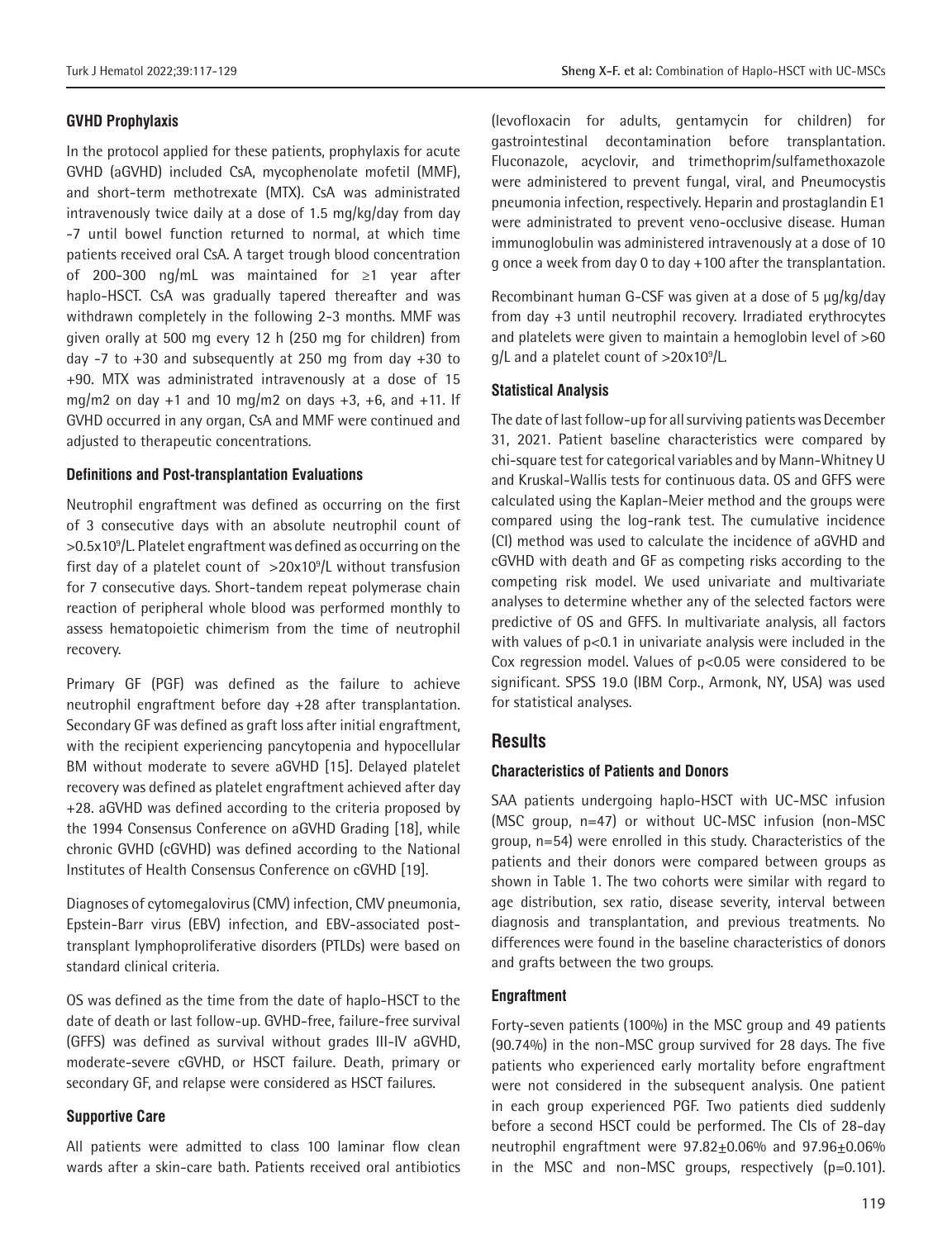### GVHD Prophylaxis

In the protocol applied for these patients, prophylaxis for acute GVHD (aGVHD) included CsA, mycophenolate mofetil (MMF), and short-term methotrexate (MTX). CsA was administrated intravenously twice daily at a dose of 1.5 mg/kg/day from day -7 until bowel function returned to normal, at which time patients received oral CsA. A target trough blood concentration of 200-300 ng/mL was maintained for ≥1 year after haplo-HSCT. CsA was gradually tapered thereafter and was withdrawn completely in the following 2-3 months. MMF was given orally at 500 mg every 12 h (250 mg for children) from day -7 to +30 and subsequently at 250 mg from day +30 to +90. MTX was administrated intravenously at a dose of 15 mg/m2 on day +1 and 10 mg/m2 on days +3, +6, and +11. If GVHD occurred in any organ, CsA and MMF were continued and adjusted to therapeutic concentrations.

### Definitions and Post-transplantation Evaluations

Neutrophil engraftment was defined as occurring on the first of 3 consecutive days with an absolute neutrophil count of $>0.5x10^9$/L. Platelet engraftment was defined as occurring on the first day of a platelet count of $>20x10^9$/L without transfusion for 7 consecutive days. Short-tandem repeat polymerase chain reaction of peripheral whole blood was performed monthly to assess hematopoietic chimerism from the time of neutrophil recovery.

Primary GF (PGF) was defined as the failure to achieve neutrophil engraftment before day +28 after transplantation. Secondary GF was defined as graft loss after initial engraftment, with the recipient experiencing pancytopenia and hypocellular BM without moderate to severe aGVHD [15]. Delayed platelet recovery was defined as platelet engraftment achieved after day +28. aGVHD was defined according to the criteria proposed by the 1994 Consensus Conference on aGVHD Grading [18], while chronic GVHD (cGVHD) was defined according to the National Institutes of Health Consensus Conference on cGVHD [19].

Diagnoses of cytomegalovirus (CMV) infection, CMV pneumonia, Epstein-Barr virus (EBV) infection, and EBV-associated post-transplant lymphoproliferative disorders (PTLDs) were based on standard clinical criteria.

OS was defined as the time from the date of haplo-HSCT to the date of death or last follow-up. GVHD-free, failure-free survival (GFFS) was defined as survival without grades III-IV aGVHD, moderate-severe cGVHD, or HSCT failure. Death, primary or secondary GF, and relapse were considered as HSCT failures.

### Supportive Care

All patients were admitted to class 100 laminar flow clean wards after a skin-care bath. Patients received oral antibiotics (levofloxacin for adults, gentamycin for children) for gastrointestinal decontamination before transplantation. Fluconazole, acyclovir, and trimethoprim/sulfamethoxazole were administered to prevent fungal, viral, and Pneumocystis pneumonia infection, respectively. Heparin and prostaglandin E1 were administrated to prevent veno-occlusive disease. Human immunoglobulin was administered intravenously at a dose of 10 g once a week from day 0 to day +100 after the transplantation.

Recombinant human G-CSF was given at a dose of 5 µg/kg/day from day +3 until neutrophil recovery. Irradiated erythrocytes and platelets were given to maintain a hemoglobin level of >60 g/L and a platelet count of $>20x10^9$/L.

### Statistical Analysis

The date of last follow-up for all surviving patients was December 31, 2021. Patient baseline characteristics were compared by chi-square test for categorical variables and by Mann-Whitney U and Kruskal-Wallis tests for continuous data. OS and GFFS were calculated using the Kaplan-Meier method and the groups were compared using the log-rank test. The cumulative incidence (CI) method was used to calculate the incidence of aGVHD and cGVHD with death and GF as competing risks according to the competing risk model. We used univariate and multivariate analyses to determine whether any of the selected factors were predictive of OS and GFFS. In multivariate analysis, all factors with values of $p<0.1$ in univariate analysis were included in the Cox regression model. Values of $p<0.05$ were considered to be significant. SPSS 19.0 (IBM Corp., Armonk, NY, USA) was used for statistical analyses.

## Results

### Characteristics of Patients and Donors

SAA patients undergoing haplo-HSCT with UC-MSC infusion (MSC group, n=47) or without UC-MSC infusion (non-MSC group, n=54) were enrolled in this study. Characteristics of the patients and their donors were compared between groups as shown in Table 1. The two cohorts were similar with regard to age distribution, sex ratio, disease severity, interval between diagnosis and transplantation, and previous treatments. No differences were found in the baseline characteristics of donors and grafts between the two groups.

### Engraftment

Forty-seven patients (100%) in the MSC group and 49 patients (90.74%) in the non-MSC group survived for 28 days. The five patients who experienced early mortality before engraftment were not considered in the subsequent analysis. One patient in each group experienced PGF. Two patients died suddenly before a second HSCT could be performed. The CIs of 28-day neutrophil engraftment were 97.82±0.06% and 97.96±0.06% in the MSC and non-MSC groups, respectively (p=0.101).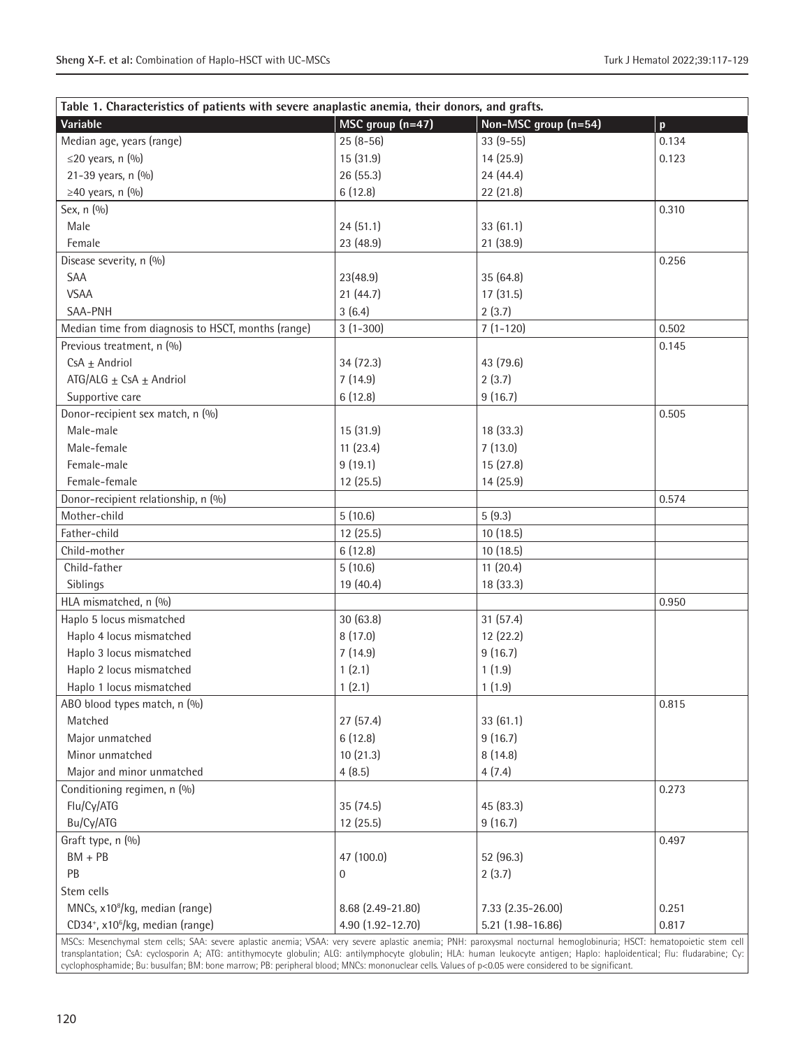**Table 1. Characteristics of patients with severe aplastic anemia, their donors, and grafts.**

| Variable | MSC group (n=47) | Non-MSC group (n=54) | p |
|---|---|---|---|
| Median age, years (range) | 25 (8-56) | 33 (9-55) | 0.134 |
| ≤20 years, n (%) | 15 (31.9) | 14 (25.9) | 0.123 |
| 21-39 years, n (%) | 26 (55.3) | 24 (44.4) | |
| ≥40 years, n (%) | 6 (12.8) | 22 (21.8) | |
| Sex, n (%) | | | 0.310 |
| Male | 24 (51.1) | 33 (61.1) | |
| Female | 23 (48.9) | 21 (38.9) | |
| Disease severity, n (%) | | | 0.256 |
| SAA | 23(48.9) | 35 (64.8) | |
| VSAA | 21 (44.7) | 17 (31.5) | |
| SAA-PNH | 3 (6.4) | 2 (3.7) | |
| Median time from diagnosis to HSCT, months (range) | 3 (1-300) | 7 (1-120) | 0.502 |
| Previous treatment, n (%) | | | 0.145 |
| CsA ± Andriol | 34 (72.3) | 43 (79.6) | |
| ATG/ALG ± CsA ± Andriol | 7 (14.9) | 2 (3.7) | |
| Supportive care | 6 (12.8) | 9 (16.7) | |
| Donor-recipient sex match, n (%) | | | 0.505 |
| Male-male | 15 (31.9) | 18 (33.3) | |
| Male-female | 11 (23.4) | 7 (13.0) | |
| Female-male | 9 (19.1) | 15 (27.8) | |
| Female-female | 12 (25.5) | 14 (25.9) | |
| Donor-recipient relationship, n (%) | | | 0.574 |
| Mother-child | 5 (10.6) | 5 (9.3) | |
| Father-child | 12 (25.5) | 10 (18.5) | |
| Child-mother | 6 (12.8) | 10 (18.5) | |
| Child-father | 5 (10.6) | 11 (20.4) | |
| Siblings | 19 (40.4) | 18 (33.3) | |
| HLA mismatched, n (%) | | | 0.950 |
| Haplo 5 locus mismatched | 30 (63.8) | 31 (57.4) | |
| Haplo 4 locus mismatched | 8 (17.0) | 12 (22.2) | |
| Haplo 3 locus mismatched | 7 (14.9) | 9 (16.7) | |
| Haplo 2 locus mismatched | 1 (2.1) | 1 (1.9) | |
| Haplo 1 locus mismatched | 1 (2.1) | 1 (1.9) | |
| ABO blood types match, n (%) | | | 0.815 |
| Matched | 27 (57.4) | 33 (61.1) | |
| Major unmatched | 6 (12.8) | 9 (16.7) | |
| Minor unmatched | 10 (21.3) | 8 (14.8) | |
| Major and minor unmatched | 4 (8.5) | 4 (7.4) | |
| Conditioning regimen, n (%) | | | 0.273 |
| Flu/Cy/ATG | 35 (74.5) | 45 (83.3) | |
| Bu/Cy/ATG | 12 (25.5) | 9 (16.7) | |
| Graft type, n (%) | | | 0.497 |
| BM + PB | 47 (100.0) | 52 (96.3) | |
| PB | 0 | 2 (3.7) | |
| Stem cells | | | |
| MNCs, $\times10^8$/kg, median (range) | 8.68 (2.49-21.80) | 7.33 (2.35-26.00) | 0.251 |
| $CD34^+$, $\times10^6$/kg, median (range) | 4.90 (1.92-12.70) | 5.21 (1.98-16.86) | 0.817 |

MSCs: Mesenchymal stem cells; SAA: severe aplastic anemia; VSAA: very severe aplastic anemia; PNH: paroxysmal nocturnal hemoglobinuria; HSCT: hematopoietic stem cell transplantation; CsA: cyclosporin A; ATG: antithymocyte globulin; ALG: antilymphocyte globulin; HLA: human leukocyte antigen; Haplo: haploidentical; Flu: fludarabine; Cy: cyclophosphamide; Bu: busulfan; BM: bone marrow; PB: peripheral blood; MNCs: mononuclear cells. Values of $p<0.05$ were considered to be significant.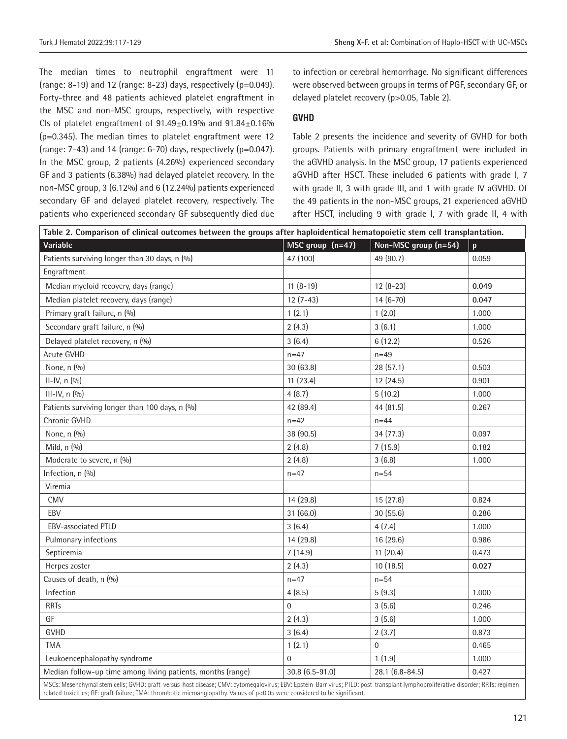The median times to neutrophil engraftment were 11 (range: 8-19) and 12 (range: 8-23) days, respectively (p=0.049). Forty-three and 48 patients achieved platelet engraftment in the MSC and non-MSC groups, respectively, with respective CIs of platelet engraftment of 91.49±0.19% and 91.84±0.16% (p=0.345). The median times to platelet engraftment were 12 (range: 7-43) and 14 (range: 6-70) days, respectively (p=0.047). In the MSC group, 2 patients (4.26%) experienced secondary GF and 3 patients (6.38%) had delayed platelet recovery. In the non-MSC group, 3 (6.12%) and 6 (12.24%) patients experienced secondary GF and delayed platelet recovery, respectively. The patients who experienced secondary GF subsequently died due to infection or cerebral hemorrhage. No significant differences were observed between groups in terms of PGF, secondary GF, or delayed platelet recovery (p>0.05, Table 2).

## GVHD

Table 2 presents the incidence and severity of GVHD for both groups. Patients with primary engraftment were included in the aGVHD analysis. In the MSC group, 17 patients experienced aGVHD after HSCT. These included 6 patients with grade I, 7 with grade II, 3 with grade III, and 1 with grade IV aGVHD. Of the 49 patients in the non-MSC groups, 21 experienced aGVHD after HSCT, including 9 with grade I, 7 with grade II, 4 with

**Table 2. Comparison of clinical outcomes between the groups after haploidentical hematopoietic stem cell transplantation.**

| Variable | MSC group (n=47) | Non-MSC group (n=54) | p |
|---|---|---|---|
| Patients surviving longer than 30 days, n (%) | 47 (100) | 49 (90.7) | 0.059 |
| Engraftment | | | |
| Median myeloid recovery, days (range) | 11 (8-19) | 12 (8-23) | **0.049** |
| Median platelet recovery, days (range) | 12 (7-43) | 14 (6-70) | **0.047** |
| Primary graft failure, n (%) | 1 (2.1) | 1 (2.0) | 1.000 |
| Secondary graft failure, n (%) | 2 (4.3) | 3 (6.1) | 1.000 |
| Delayed platelet recovery, n (%) | 3 (6.4) | 6 (12.2) | 0.526 |
| Acute GVHD | n=47 | n=49 | |
| None, n (%) | 30 (63.8) | 28 (57.1) | 0.503 |
| II-IV, n (%) | 11 (23.4) | 12 (24.5) | 0.901 |
| III-IV, n (%) | 4 (8.7) | 5 (10.2) | 1.000 |
| Patients surviving longer than 100 days, n (%) | 42 (89.4) | 44 (81.5) | 0.267 |
| Chronic GVHD | n=42 | n=44 | |
| None, n (%) | 38 (90.5) | 34 (77.3) | 0.097 |
| Mild, n (%) | 2 (4.8) | 7 (15.9) | 0.182 |
| Moderate to severe, n (%) | 2 (4.8) | 3 (6.8) | 1.000 |
| Infection, n (%) | n=47 | n=54 | |
| Viremia | | | |
| CMV | 14 (29.8) | 15 (27.8) | 0.824 |
| EBV | 31 (66.0) | 30 (55.6) | 0.286 |
| EBV-associated PTLD | 3 (6.4) | 4 (7.4) | 1.000 |
| Pulmonary infections | 14 (29.8) | 16 (29.6) | 0.986 |
| Septicemia | 7 (14.9) | 11 (20.4) | 0.473 |
| Herpes zoster | 2 (4.3) | 10 (18.5) | **0.027** |
| Causes of death, n (%) | n=47 | n=54 | |
| Infection | 4 (8.5) | 5 (9.3) | 1.000 |
| RRTs | 0 | 3 (5.6) | 0.246 |
| GF | 2 (4.3) | 3 (5.6) | 1.000 |
| GVHD | 3 (6.4) | 2 (3.7) | 0.873 |
| TMA | 1 (2.1) | 0 | 0.465 |
| Leukoencephalopathy syndrome | 0 | 1 (1.9) | 1.000 |
| Median follow-up time among living patients, months (range) | 30.8 (6.5-91.0) | 28.1 (6.8-84.5) | 0.427 |

MSCs: Mesenchymal stem cells; GVHD: graft-versus-host disease; CMV: cytomegalovirus; EBV: Epstein-Barr virus; PTLD: post-transplant lymphoproliferative disorder; RRTs: regimen-related toxicities; GF: graft failure; TMA: thrombotic microangiopathy. Values of p<0.05 were considered to be significant.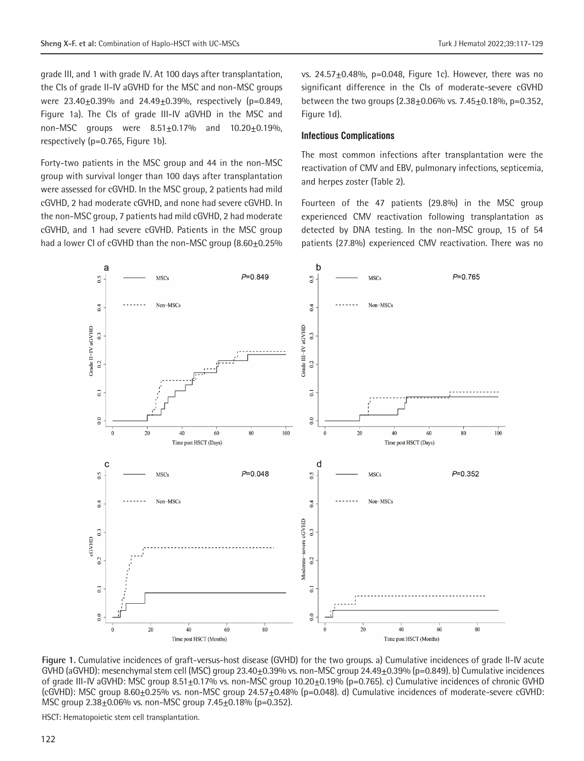grade III, and 1 with grade IV. At 100 days after transplantation, the CIs of grade II-IV aGVHD for the MSC and non-MSC groups were 23.40±0.39% and 24.49±0.39%, respectively (p=0.849, Figure 1a). The CIs of grade III-IV aGVHD in the MSC and non-MSC groups were 8.51±0.17% and 10.20±0.19%, respectively (p=0.765, Figure 1b).

Forty-two patients in the MSC group and 44 in the non-MSC group with survival longer than 100 days after transplantation were assessed for cGVHD. In the MSC group, 2 patients had mild cGVHD, 2 had moderate cGVHD, and none had severe cGVHD. In the non-MSC group, 7 patients had mild cGVHD, 2 had moderate cGVHD, and 1 had severe cGVHD. Patients in the MSC group had a lower CI of cGVHD than the non-MSC group (8.60±0.25% vs. 24.57±0.48%, p=0.048, Figure 1c). However, there was no significant difference in the CIs of moderate-severe cGVHD between the two groups (2.38±0.06% vs. 7.45±0.18%, p=0.352, Figure 1d).

### Infectious Complications

The most common infections after transplantation were the reactivation of CMV and EBV, pulmonary infections, septicemia, and herpes zoster (Table 2).

Fourteen of the 47 patients (29.8%) in the MSC group experienced CMV reactivation following transplantation as detected by DNA testing. In the non-MSC group, 15 of 54 patients (27.8%) experienced CMV reactivation. There was no

Figure 1. Cumulative incidences of graft-versus-host disease (GVHD) for the two groups. a) Cumulative incidences of grade II-IV acute GVHD (aGVHD): mesenchymal stem cell (MSC) group 23.40±0.39% vs. non-MSC group 24.49±0.39% (p=0.849). b) Cumulative incidences of grade III-IV aGVHD: MSC group 8.51±0.17% vs. non-MSC group 10.20±0.19% (p=0.765). c) Cumulative incidences of chronic GVHD (cGVHD): MSC group 8.60±0.25% vs. non-MSC group 24.57±0.48% (p=0.048). d) Cumulative incidences of moderate-severe cGVHD: MSC group 2.38±0.06% vs. non-MSC group 7.45±0.18% (p=0.352).

HSCT: Hematopoietic stem cell transplantation.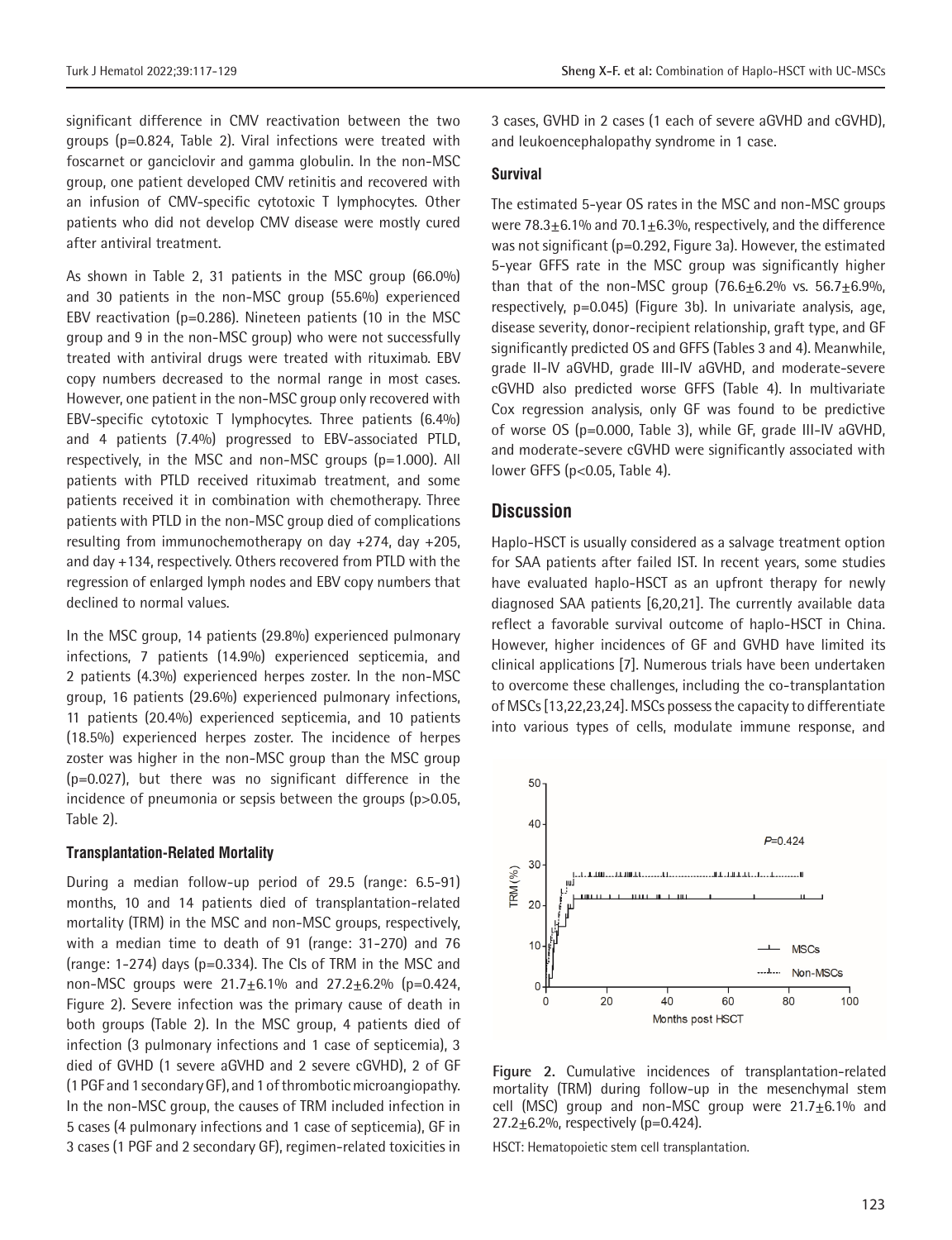significant difference in CMV reactivation between the two groups (p=0.824, Table 2). Viral infections were treated with foscarnet or ganciclovir and gamma globulin. In the non-MSC group, one patient developed CMV retinitis and recovered with an infusion of CMV-specific cytotoxic T lymphocytes. Other patients who did not develop CMV disease were mostly cured after antiviral treatment.

As shown in Table 2, 31 patients in the MSC group (66.0%) and 30 patients in the non-MSC group (55.6%) experienced EBV reactivation (p=0.286). Nineteen patients (10 in the MSC group and 9 in the non-MSC group) who were not successfully treated with antiviral drugs were treated with rituximab. EBV copy numbers decreased to the normal range in most cases. However, one patient in the non-MSC group only recovered with EBV-specific cytotoxic T lymphocytes. Three patients (6.4%) and 4 patients (7.4%) progressed to EBV-associated PTLD, respectively, in the MSC and non-MSC groups (p=1.000). All patients with PTLD received rituximab treatment, and some patients received it in combination with chemotherapy. Three patients with PTLD in the non-MSC group died of complications resulting from immunochemotherapy on day +274, day +205, and day +134, respectively. Others recovered from PTLD with the regression of enlarged lymph nodes and EBV copy numbers that declined to normal values.

In the MSC group, 14 patients (29.8%) experienced pulmonary infections, 7 patients (14.9%) experienced septicemia, and 2 patients (4.3%) experienced herpes zoster. In the non-MSC group, 16 patients (29.6%) experienced pulmonary infections, 11 patients (20.4%) experienced septicemia, and 10 patients (18.5%) experienced herpes zoster. The incidence of herpes zoster was higher in the non-MSC group than the MSC group (p=0.027), but there was no significant difference in the incidence of pneumonia or sepsis between the groups (p>0.05, Table 2).

### Transplantation-Related Mortality

During a median follow-up period of 29.5 (range: 6.5-91) months, 10 and 14 patients died of transplantation-related mortality (TRM) in the MSC and non-MSC groups, respectively, with a median time to death of 91 (range: 31-270) and 76 (range: 1-274) days (p=0.334). The CIs of TRM in the MSC and non-MSC groups were 21.7±6.1% and 27.2±6.2% (p=0.424, Figure 2). Severe infection was the primary cause of death in both groups (Table 2). In the MSC group, 4 patients died of infection (3 pulmonary infections and 1 case of septicemia), 3 died of GVHD (1 severe aGVHD and 2 severe cGVHD), 2 of GF (1 PGF and 1 secondary GF), and 1 of thrombotic microangiopathy. In the non-MSC group, the causes of TRM included infection in 5 cases (4 pulmonary infections and 1 case of septicemia), GF in 3 cases (1 PGF and 2 secondary GF), regimen-related toxicities in 3 cases, GVHD in 2 cases (1 each of severe aGVHD and cGVHD), and leukoencephalopathy syndrome in 1 case.

### Survival

The estimated 5-year OS rates in the MSC and non-MSC groups were 78.3±6.1% and 70.1±6.3%, respectively, and the difference was not significant (p=0.292, Figure 3a). However, the estimated 5-year GFFS rate in the MSC group was significantly higher than that of the non-MSC group (76.6±6.2% vs. 56.7±6.9%, respectively, p=0.045) (Figure 3b). In univariate analysis, age, disease severity, donor-recipient relationship, graft type, and GF significantly predicted OS and GFFS (Tables 3 and 4). Meanwhile, grade II-IV aGVHD, grade III-IV aGVHD, and moderate-severe cGVHD also predicted worse GFFS (Table 4). In multivariate Cox regression analysis, only GF was found to be predictive of worse OS (p=0.000, Table 3), while GF, grade III-IV aGVHD, and moderate-severe cGVHD were significantly associated with lower GFFS (p<0.05, Table 4).

## Discussion

Haplo-HSCT is usually considered as a salvage treatment option for SAA patients after failed IST. In recent years, some studies have evaluated haplo-HSCT as an upfront therapy for newly diagnosed SAA patients [6,20,21]. The currently available data reflect a favorable survival outcome of haplo-HSCT in China. However, higher incidences of GF and GVHD have limited its clinical applications [7]. Numerous trials have been undertaken to overcome these challenges, including the co-transplantation of MSCs [13,22,23,24]. MSCs possess the capacity to differentiate into various types of cells, modulate immune response, and

**Figure 2.** Cumulative incidences of transplantation-related mortality (TRM) during follow-up in the mesenchymal stem cell (MSC) group and non-MSC group were 21.7±6.1% and 27.2±6.2%, respectively (p=0.424).

HSCT: Hematopoietic stem cell transplantation.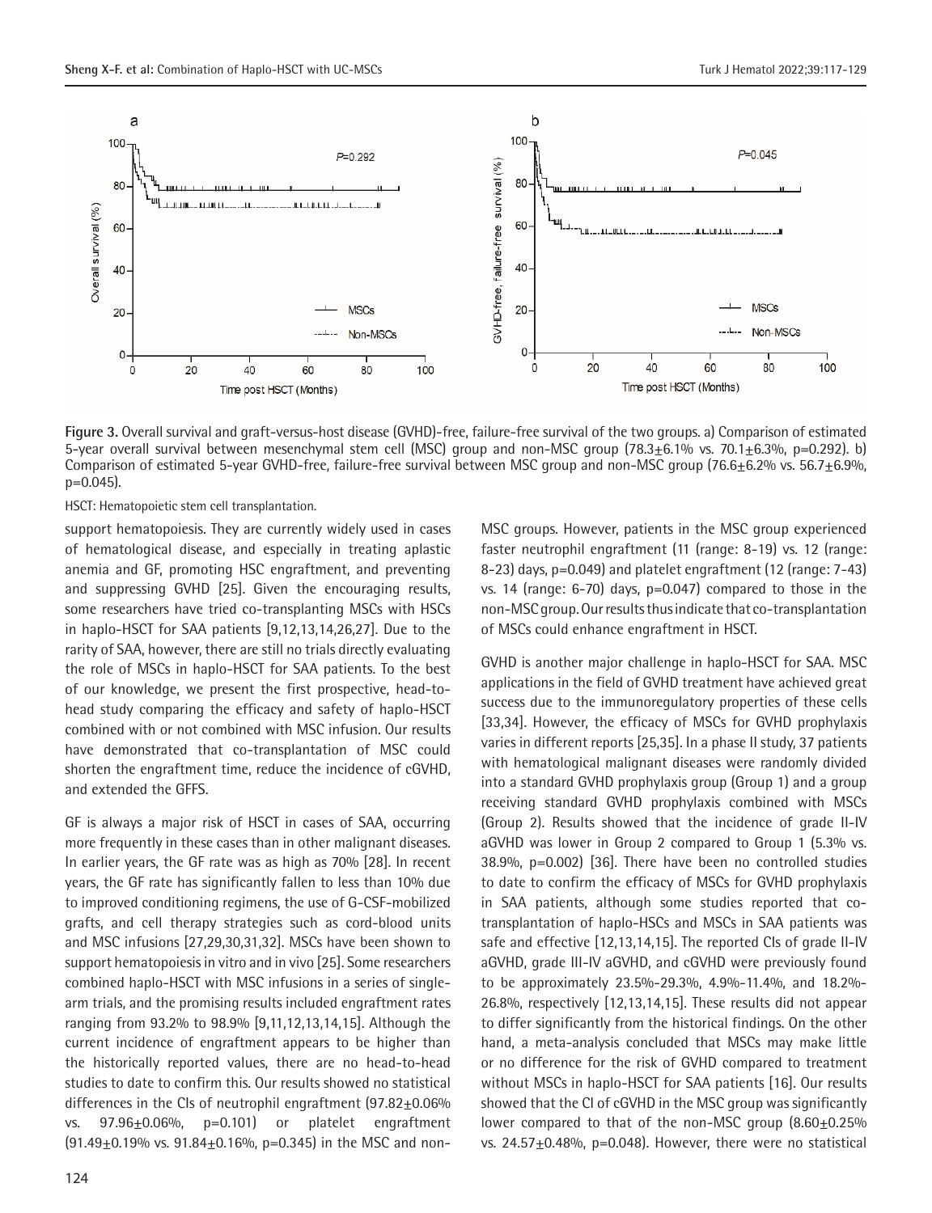Figure 3. Overall survival and graft-versus-host disease (GVHD)-free, failure-free survival of the two groups. a) Comparison of estimated 5-year overall survival between mesenchymal stem cell (MSC) group and non-MSC group (78.3±6.1% vs. 70.1±6.3%, p=0.292). b) Comparison of estimated 5-year GVHD-free, failure-free survival between MSC group and non-MSC group (76.6±6.2% vs. 56.7±6.9%, p=0.045).

HSCT: Hematopoietic stem cell transplantation.

support hematopoiesis. They are currently widely used in cases of hematological disease, and especially in treating aplastic anemia and GF, promoting HSC engraftment, and preventing and suppressing GVHD [25]. Given the encouraging results, some researchers have tried co-transplanting MSCs with HSCs in haplo-HSCT for SAA patients [9,12,13,14,26,27]. Due to the rarity of SAA, however, there are still no trials directly evaluating the role of MSCs in haplo-HSCT for SAA patients. To the best of our knowledge, we present the first prospective, head-to-head study comparing the efficacy and safety of haplo-HSCT combined with or not combined with MSC infusion. Our results have demonstrated that co-transplantation of MSC could shorten the engraftment time, reduce the incidence of cGVHD, and extended the GFFS.

GF is always a major risk of HSCT in cases of SAA, occurring more frequently in these cases than in other malignant diseases. In earlier years, the GF rate was as high as 70% [28]. In recent years, the GF rate has significantly fallen to less than 10% due to improved conditioning regimens, the use of G-CSF-mobilized grafts, and cell therapy strategies such as cord-blood units and MSC infusions [27,29,30,31,32]. MSCs have been shown to support hematopoiesis in vitro and in vivo [25]. Some researchers combined haplo-HSCT with MSC infusions in a series of single-arm trials, and the promising results included engraftment rates ranging from 93.2% to 98.9% [9,11,12,13,14,15]. Although the current incidence of engraftment appears to be higher than the historically reported values, there are no head-to-head studies to date to confirm this. Our results showed no statistical differences in the CIs of neutrophil engraftment (97.82±0.06% vs. 97.96±0.06%, p=0.101) or platelet engraftment (91.49±0.19% vs. 91.84±0.16%, p=0.345) in the MSC and non-MSC groups. However, patients in the MSC group experienced faster neutrophil engraftment (11 (range: 8-19) vs. 12 (range: 8-23) days, p=0.049) and platelet engraftment (12 (range: 7-43) vs. 14 (range: 6-70) days, p=0.047) compared to those in the non-MSC group. Our results thus indicate that co-transplantation of MSCs could enhance engraftment in HSCT.

GVHD is another major challenge in haplo-HSCT for SAA. MSC applications in the field of GVHD treatment have achieved great success due to the immunoregulatory properties of these cells [33,34]. However, the efficacy of MSCs for GVHD prophylaxis varies in different reports [25,35]. In a phase II study, 37 patients with hematological malignant diseases were randomly divided into a standard GVHD prophylaxis group (Group 1) and a group receiving standard GVHD prophylaxis combined with MSCs (Group 2). Results showed that the incidence of grade II-IV aGVHD was lower in Group 2 compared to Group 1 (5.3% vs. 38.9%, p=0.002) [36]. There have been no controlled studies to date to confirm the efficacy of MSCs for GVHD prophylaxis in SAA patients, although some studies reported that co-transplantation of haplo-HSCs and MSCs in SAA patients was safe and effective [12,13,14,15]. The reported CIs of grade II-IV aGVHD, grade III-IV aGVHD, and cGVHD were previously found to be approximately 23.5%-29.3%, 4.9%-11.4%, and 18.2%-26.8%, respectively [12,13,14,15]. These results did not appear to differ significantly from the historical findings. On the other hand, a meta-analysis concluded that MSCs may make little or no difference for the risk of GVHD compared to treatment without MSCs in haplo-HSCT for SAA patients [16]. Our results showed that the CI of cGVHD in the MSC group was significantly lower compared to that of the non-MSC group (8.60±0.25% vs. 24.57±0.48%, p=0.048). However, there were no statistical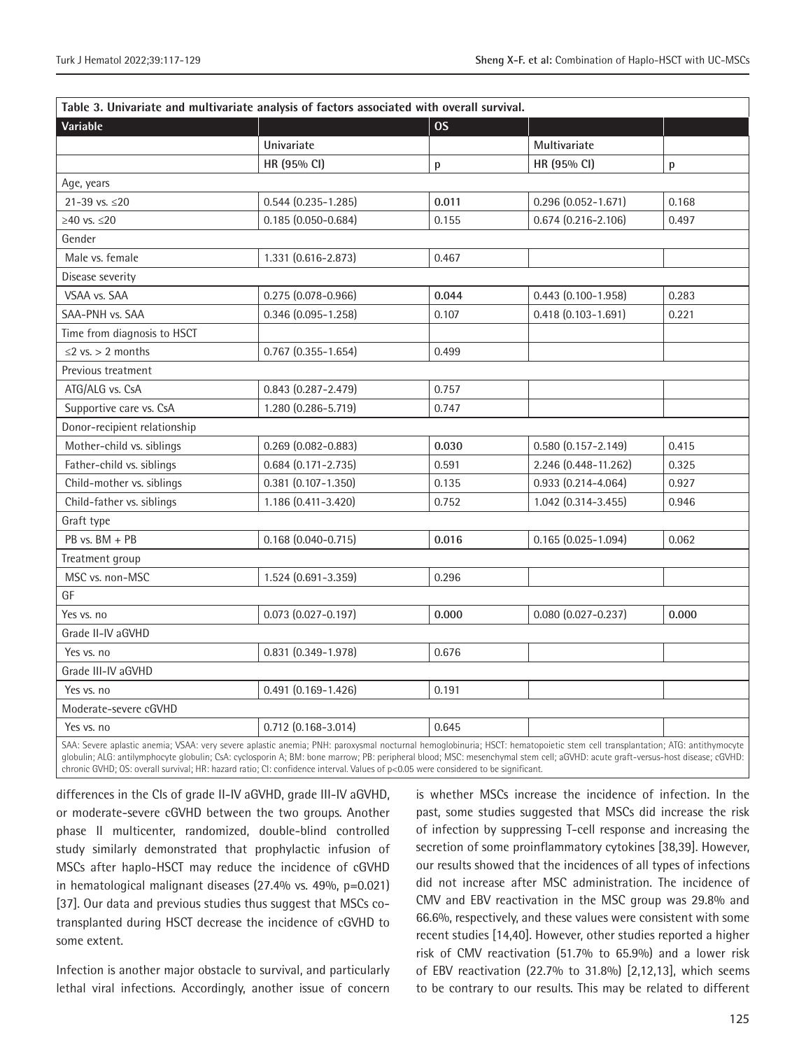**Table 3. Univariate and multivariate analysis of factors associated with overall survival.**

| Variable | | OS | | |
|---|---|---|---|---|
| | Univariate | | Multivariate | |
| | HR (95% CI) | p | HR (95% CI) | p |
| Age, years | | | | |
| 21-39 vs. ≤20 | 0.544 (0.235-1.285) | **0.011** | 0.296 (0.052-1.671) | 0.168 |
| ≥40 vs. ≤20 | 0.185 (0.050-0.684) | 0.155 | 0.674 (0.216-2.106) | 0.497 |
| Gender | | | | |
| Male vs. female | 1.331 (0.616-2.873) | 0.467 | | |
| Disease severity | | | | |
| VSAA vs. SAA | 0.275 (0.078-0.966) | **0.044** | 0.443 (0.100-1.958) | 0.283 |
| SAA-PNH vs. SAA | 0.346 (0.095-1.258) | 0.107 | 0.418 (0.103-1.691) | 0.221 |
| Time from diagnosis to HSCT | | | | |
| ≤2 vs. > 2 months | 0.767 (0.355-1.654) | 0.499 | | |
| Previous treatment | | | | |
| ATG/ALG vs. CsA | 0.843 (0.287-2.479) | 0.757 | | |
| Supportive care vs. CsA | 1.280 (0.286-5.719) | 0.747 | | |
| Donor-recipient relationship | | | | |
| Mother-child vs. siblings | 0.269 (0.082-0.883) | **0.030** | 0.580 (0.157-2.149) | 0.415 |
| Father-child vs. siblings | 0.684 (0.171-2.735) | 0.591 | 2.246 (0.448-11.262) | 0.325 |
| Child-mother vs. siblings | 0.381 (0.107-1.350) | 0.135 | 0.933 (0.214-4.064) | 0.927 |
| Child-father vs. siblings | 1.186 (0.411-3.420) | 0.752 | 1.042 (0.314-3.455) | 0.946 |
| Graft type | | | | |
| PB vs. BM + PB | 0.168 (0.040-0.715) | **0.016** | 0.165 (0.025-1.094) | 0.062 |
| Treatment group | | | | |
| MSC vs. non-MSC | 1.524 (0.691-3.359) | 0.296 | | |
| GF | | | | |
| Yes vs. no | 0.073 (0.027-0.197) | **0.000** | 0.080 (0.027-0.237) | **0.000** |
| Grade II-IV aGVHD | | | | |
| Yes vs. no | 0.831 (0.349-1.978) | 0.676 | | |
| Grade III-IV aGVHD | | | | |
| Yes vs. no | 0.491 (0.169-1.426) | 0.191 | | |
| Moderate-severe cGVHD | | | | |
| Yes vs. no | 0.712 (0.168-3.014) | 0.645 | | |

SAA: Severe aplastic anemia; VSAA: very severe aplastic anemia; PNH: paroxysmal nocturnal hemoglobinuria; HSCT: hematopoietic stem cell transplantation; ATG: antithymocyte globulin; ALG: antilymphocyte globulin; CsA: cyclosporin A; BM: bone marrow; PB: peripheral blood; MSC: mesenchymal stem cell; aGVHD: acute graft-versus-host disease; cGVHD: chronic GVHD; OS: overall survival; HR: hazard ratio; CI: confidence interval. Values of p<0.05 were considered to be significant.

differences in the CIs of grade II-IV aGVHD, grade III-IV aGVHD, or moderate-severe cGVHD between the two groups. Another phase II multicenter, randomized, double-blind controlled study similarly demonstrated that prophylactic infusion of MSCs after haplo-HSCT may reduce the incidence of cGVHD in hematological malignant diseases (27.4% vs. 49%, p=0.021) [37]. Our data and previous studies thus suggest that MSCs co-transplanted during HSCT decrease the incidence of cGVHD to some extent.

Infection is another major obstacle to survival, and particularly lethal viral infections. Accordingly, another issue of concern is whether MSCs increase the incidence of infection. In the past, some studies suggested that MSCs did increase the risk of infection by suppressing T-cell response and increasing the secretion of some proinflammatory cytokines [38,39]. However, our results showed that the incidences of all types of infections did not increase after MSC administration. The incidence of CMV and EBV reactivation in the MSC group was 29.8% and 66.6%, respectively, and these values were consistent with some recent studies [14,40]. However, other studies reported a higher risk of CMV reactivation (51.7% to 65.9%) and a lower risk of EBV reactivation (22.7% to 31.8%) [2,12,13], which seems to be contrary to our results. This may be related to different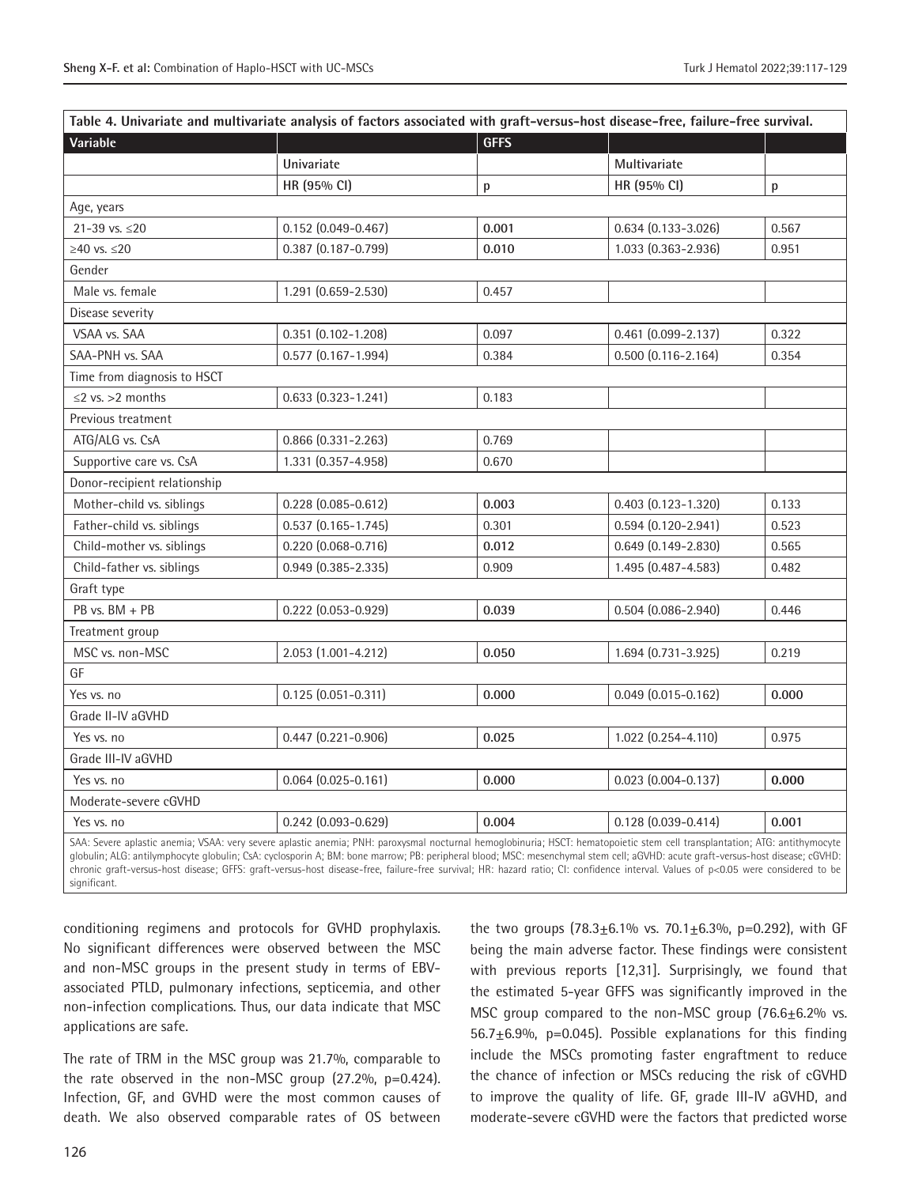**Table 4. Univariate and multivariate analysis of factors associated with graft-versus-host disease-free, failure-free survival.**

| Variable | | GFFS | | |
|---|---|---|---|---|
| | Univariate | | Multivariate | |
| | HR (95% CI) | p | HR (95% CI) | p |
| Age, years | | | | |
| 21-39 vs. ≤20 | 0.152 (0.049-0.467) | **0.001** | 0.634 (0.133-3.026) | 0.567 |
| ≥40 vs. ≤20 | 0.387 (0.187-0.799) | **0.010** | 1.033 (0.363-2.936) | 0.951 |
| Gender | | | | |
| Male vs. female | 1.291 (0.659-2.530) | 0.457 | | |
| Disease severity | | | | |
| VSAA vs. SAA | 0.351 (0.102-1.208) | 0.097 | 0.461 (0.099-2.137) | 0.322 |
| SAA-PNH vs. SAA | 0.577 (0.167-1.994) | 0.384 | 0.500 (0.116-2.164) | 0.354 |
| Time from diagnosis to HSCT | | | | |
| ≤2 vs. >2 months | 0.633 (0.323-1.241) | 0.183 | | |
| Previous treatment | | | | |
| ATG/ALG vs. CsA | 0.866 (0.331-2.263) | 0.769 | | |
| Supportive care vs. CsA | 1.331 (0.357-4.958) | 0.670 | | |
| Donor-recipient relationship | | | | |
| Mother-child vs. siblings | 0.228 (0.085-0.612) | **0.003** | 0.403 (0.123-1.320) | 0.133 |
| Father-child vs. siblings | 0.537 (0.165-1.745) | 0.301 | 0.594 (0.120-2.941) | 0.523 |
| Child-mother vs. siblings | 0.220 (0.068-0.716) | **0.012** | 0.649 (0.149-2.830) | 0.565 |
| Child-father vs. siblings | 0.949 (0.385-2.335) | 0.909 | 1.495 (0.487-4.583) | 0.482 |
| Graft type | | | | |
| PB vs. BM + PB | 0.222 (0.053-0.929) | **0.039** | 0.504 (0.086-2.940) | 0.446 |
| Treatment group | | | | |
| MSC vs. non-MSC | 2.053 (1.001-4.212) | **0.050** | 1.694 (0.731-3.925) | 0.219 |
| GF | | | | |
| Yes vs. no | 0.125 (0.051-0.311) | **0.000** | 0.049 (0.015-0.162) | **0.000** |
| Grade II-IV aGVHD | | | | |
| Yes vs. no | 0.447 (0.221-0.906) | **0.025** | 1.022 (0.254-4.110) | 0.975 |
| Grade III-IV aGVHD | | | | |
| Yes vs. no | 0.064 (0.025-0.161) | **0.000** | 0.023 (0.004-0.137) | **0.000** |
| Moderate-severe cGVHD | | | | |
| Yes vs. no | 0.242 (0.093-0.629) | **0.004** | 0.128 (0.039-0.414) | **0.001** |

SAA: Severe aplastic anemia; VSAA: very severe aplastic anemia; PNH: paroxysmal nocturnal hemoglobinuria; HSCT: hematopoietic stem cell transplantation; ATG: antithymocyte globulin; ALG: antilymphocyte globulin; CsA: cyclosporin A; BM: bone marrow; PB: peripheral blood; MSC: mesenchymal stem cell; aGVHD: acute graft-versus-host disease; cGVHD: chronic graft-versus-host disease; GFFS: graft-versus-host disease-free, failure-free survival; HR: hazard ratio; CI: confidence interval. Values of p<0.05 were considered to be significant.

conditioning regimens and protocols for GVHD prophylaxis. No significant differences were observed between the MSC and non-MSC groups in the present study in terms of EBV-associated PTLD, pulmonary infections, septicemia, and other non-infection complications. Thus, our data indicate that MSC applications are safe.

The rate of TRM in the MSC group was 21.7%, comparable to the rate observed in the non-MSC group (27.2%, p=0.424). Infection, GF, and GVHD were the most common causes of death. We also observed comparable rates of OS between the two groups (78.3±6.1% vs. 70.1±6.3%, p=0.292), with GF being the main adverse factor. These findings were consistent with previous reports [12,31]. Surprisingly, we found that the estimated 5-year GFFS was significantly improved in the MSC group compared to the non-MSC group (76.6±6.2% vs. 56.7±6.9%, p=0.045). Possible explanations for this finding include the MSCs promoting faster engraftment to reduce the chance of infection or MSCs reducing the risk of cGVHD to improve the quality of life. GF, grade III-IV aGVHD, and moderate-severe cGVHD were the factors that predicted worse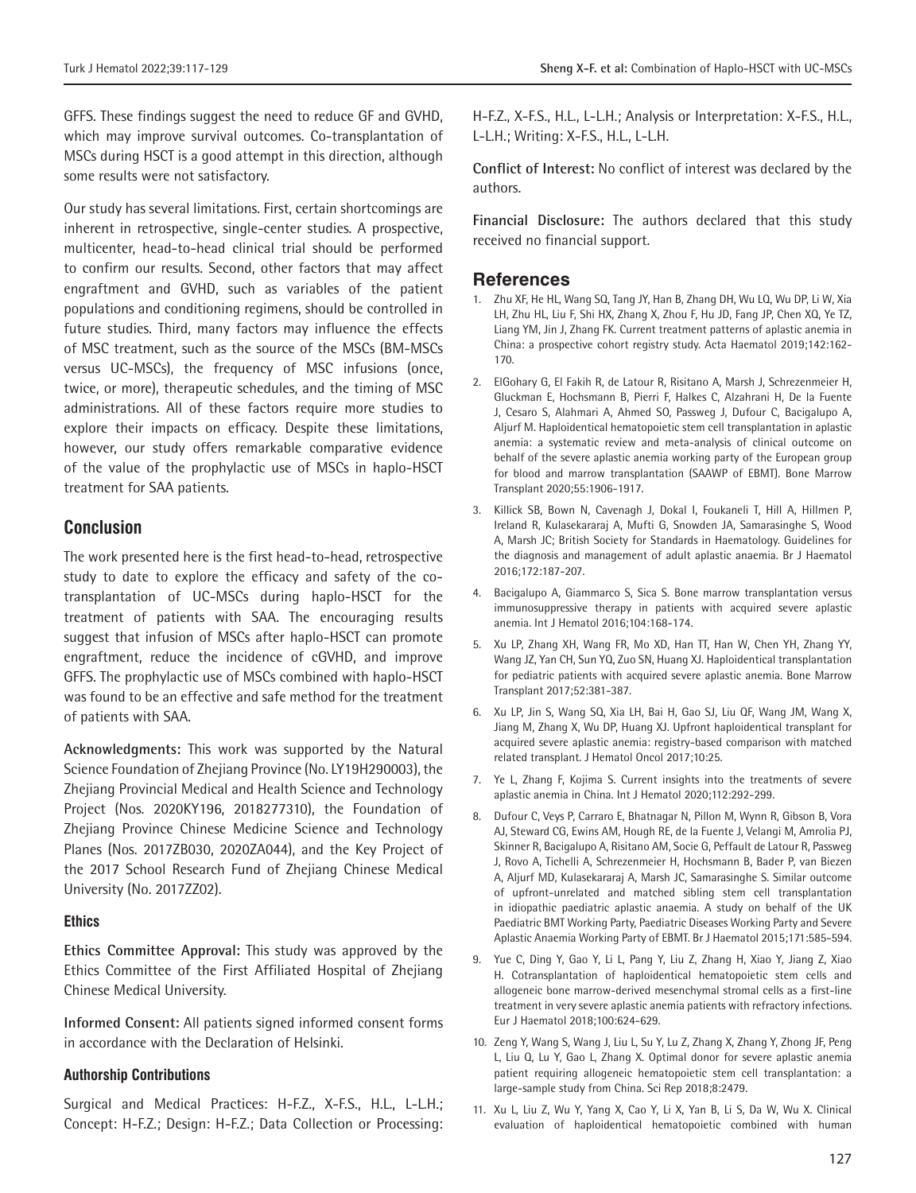GFFS. These findings suggest the need to reduce GF and GVHD, which may improve survival outcomes. Co-transplantation of MSCs during HSCT is a good attempt in this direction, although some results were not satisfactory.

Our study has several limitations. First, certain shortcomings are inherent in retrospective, single-center studies. A prospective, multicenter, head-to-head clinical trial should be performed to confirm our results. Second, other factors that may affect engraftment and GVHD, such as variables of the patient populations and conditioning regimens, should be controlled in future studies. Third, many factors may influence the effects of MSC treatment, such as the source of the MSCs (BM-MSCs versus UC-MSCs), the frequency of MSC infusions (once, twice, or more), therapeutic schedules, and the timing of MSC administrations. All of these factors require more studies to explore their impacts on efficacy. Despite these limitations, however, our study offers remarkable comparative evidence of the value of the prophylactic use of MSCs in haplo-HSCT treatment for SAA patients.

## Conclusion

The work presented here is the first head-to-head, retrospective study to date to explore the efficacy and safety of the co-transplantation of UC-MSCs during haplo-HSCT for the treatment of patients with SAA. The encouraging results suggest that infusion of MSCs after haplo-HSCT can promote engraftment, reduce the incidence of cGVHD, and improve GFFS. The prophylactic use of MSCs combined with haplo-HSCT was found to be an effective and safe method for the treatment of patients with SAA.

**Acknowledgments:** This work was supported by the Natural Science Foundation of Zhejiang Province (No. LY19H290003), the Zhejiang Provincial Medical and Health Science and Technology Project (Nos. 2020KY196, 2018277310), the Foundation of Zhejiang Province Chinese Medicine Science and Technology Planes (Nos. 2017ZB030, 2020ZA044), and the Key Project of the 2017 School Research Fund of Zhejiang Chinese Medical University (No. 2017ZZ02).

### Ethics

**Ethics Committee Approval:** This study was approved by the Ethics Committee of the First Affiliated Hospital of Zhejiang Chinese Medical University.

**Informed Consent:** All patients signed informed consent forms in accordance with the Declaration of Helsinki.

### Authorship Contributions

Surgical and Medical Practices: H-F.Z., X-F.S., H.L., L-L.H.; Concept: H-F.Z.; Design: H-F.Z.; Data Collection or Processing: H-F.Z., X-F.S., H.L., L-L.H.; Analysis or Interpretation: X-F.S., H.L., L-L.H.; Writing: X-F.S., H.L., L-L.H.

**Conflict of Interest:** No conflict of interest was declared by the authors.

**Financial Disclosure:** The authors declared that this study received no financial support.

## References

1. Zhu XF, He HL, Wang SQ, Tang JY, Han B, Zhang DH, Wu LQ, Wu DP, Li W, Xia LH, Zhu HL, Liu F, Shi HX, Zhang X, Zhou F, Hu JD, Fang JP, Chen XQ, Ye TZ, Liang YM, Jin J, Zhang FK. Current treatment patterns of aplastic anemia in China: a prospective cohort registry study. Acta Haematol 2019;142:162-170.
2. ElGohary G, El Fakih R, de Latour R, Risitano A, Marsh J, Schrezenmeier H, Gluckman E, Hochsmann B, Pierri F, Halkes C, Alzahrani H, De la Fuente J, Cesaro S, Alahmari A, Ahmed SO, Passweg J, Dufour C, Bacigalupo A, Aljurf M. Haploidentical hematopoietic stem cell transplantation in aplastic anemia: a systematic review and meta-analysis of clinical outcome on behalf of the severe aplastic anemia working party of the European group for blood and marrow transplantation (SAAWP of EBMT). Bone Marrow Transplant 2020;55:1906-1917.
3. Killick SB, Bown N, Cavenagh J, Dokal I, Foukaneli T, Hill A, Hillmen P, Ireland R, Kulasekararaj A, Mufti G, Snowden JA, Samarasinghe S, Wood A, Marsh JC; British Society for Standards in Haematology. Guidelines for the diagnosis and management of adult aplastic anaemia. Br J Haematol 2016;172:187-207.
4. Bacigalupo A, Giammarco S, Sica S. Bone marrow transplantation versus immunosuppressive therapy in patients with acquired severe aplastic anemia. Int J Hematol 2016;104:168-174.
5. Xu LP, Zhang XH, Wang FR, Mo XD, Han TT, Han W, Chen YH, Zhang YY, Wang JZ, Yan CH, Sun YQ, Zuo SN, Huang XJ. Haploidentical transplantation for pediatric patients with acquired severe aplastic anemia. Bone Marrow Transplant 2017;52:381-387.
6. Xu LP, Jin S, Wang SQ, Xia LH, Bai H, Gao SJ, Liu QF, Wang JM, Wang X, Jiang M, Zhang X, Wu DP, Huang XJ. Upfront haploidentical transplant for acquired severe aplastic anemia: registry-based comparison with matched related transplant. J Hematol Oncol 2017;10:25.
7. Ye L, Zhang F, Kojima S. Current insights into the treatments of severe aplastic anemia in China. Int J Hematol 2020;112:292-299.
8. Dufour C, Veys P, Carraro E, Bhatnagar N, Pillon M, Wynn R, Gibson B, Vora AJ, Steward CG, Ewins AM, Hough RE, de la Fuente J, Velangi M, Amrolia PJ, Skinner R, Bacigalupo A, Risitano AM, Socie G, Peffault de Latour R, Passweg J, Rovo A, Tichelli A, Schrezenmeier H, Hochsmann B, Bader P, van Biezen A, Aljurf MD, Kulasekararaj A, Marsh JC, Samarasinghe S. Similar outcome of upfront-unrelated and matched sibling stem cell transplantation in idiopathic paediatric aplastic anaemia. A study on behalf of the UK Paediatric BMT Working Party, Paediatric Diseases Working Party and Severe Aplastic Anaemia Working Party of EBMT. Br J Haematol 2015;171:585-594.
9. Yue C, Ding Y, Gao Y, Li L, Pang Y, Liu Z, Zhang H, Xiao Y, Jiang Z, Xiao H. Cotransplantation of haploidentical hematopoietic stem cells and allogeneic bone marrow-derived mesenchymal stromal cells as a first-line treatment in very severe aplastic anemia patients with refractory infections. Eur J Haematol 2018;100:624-629.
10. Zeng Y, Wang S, Wang J, Liu L, Su Y, Lu Z, Zhang X, Zhang Y, Zhong JF, Peng L, Liu Q, Lu Y, Gao L, Zhang X. Optimal donor for severe aplastic anemia patient requiring allogeneic hematopoietic stem cell transplantation: a large-sample study from China. Sci Rep 2018;8:2479.
11. Xu L, Liu Z, Wu Y, Yang X, Cao Y, Li X, Yan B, Li S, Da W, Wu X. Clinical evaluation of haploidentical hematopoietic combined with human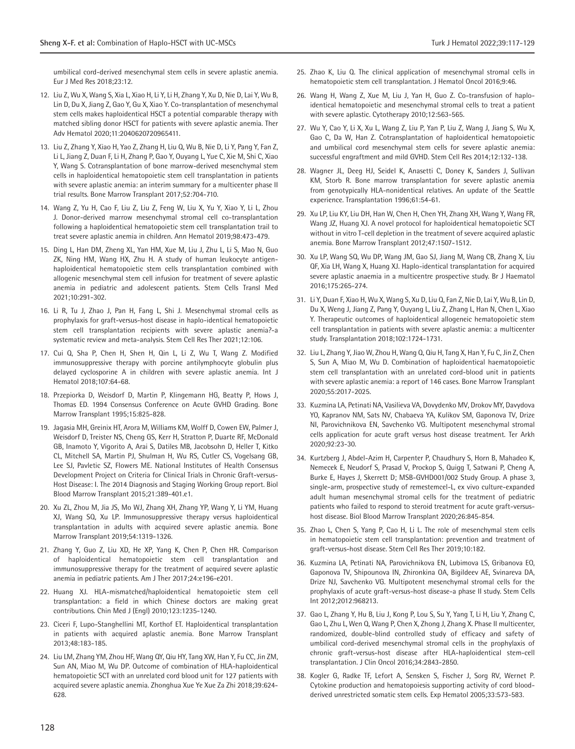umbilical cord-derived mesenchymal stem cells in severe aplastic anemia. Eur J Med Res 2018;23:12.

12. Liu Z, Wu X, Wang S, Xia L, Xiao H, Li Y, Li H, Zhang Y, Xu D, Nie D, Lai Y, Wu B, Lin D, Du X, Jiang Z, Gao Y, Gu X, Xiao Y. Co-transplantation of mesenchymal stem cells makes haploidentical HSCT a potential comparable therapy with matched sibling donor HSCT for patients with severe aplastic anemia. Ther Adv Hematol 2020;11:2040620720965411.

13. Liu Z, Zhang Y, Xiao H, Yao Z, Zhang H, Liu Q, Wu B, Nie D, Li Y, Pang Y, Fan Z, Li L, Jiang Z, Duan F, Li H, Zhang P, Gao Y, Ouyang L, Yue C, Xie M, Shi C, Xiao Y, Wang S. Cotransplantation of bone marrow-derived mesenchymal stem cells in haploidentical hematopoietic stem cell transplantation in patients with severe aplastic anemia: an interim summary for a multicenter phase II trial results. Bone Marrow Transplant 2017;52:704-710.

14. Wang Z, Yu H, Cao F, Liu Z, Liu Z, Feng W, Liu X, Yu Y, Xiao Y, Li L, Zhou J. Donor-derived marrow mesenchymal stromal cell co-transplantation following a haploidentical hematopoietic stem cell transplantation trail to treat severe aplastic anemia in children. Ann Hematol 2019;98:473-479.

15. Ding L, Han DM, Zheng XL, Yan HM, Xue M, Liu J, Zhu L, Li S, Mao N, Guo ZK, Ning HM, Wang HX, Zhu H. A study of human leukocyte antigen-haploidentical hematopoietic stem cells transplantation combined with allogenic mesenchymal stem cell infusion for treatment of severe aplastic anemia in pediatric and adolescent patients. Stem Cells Transl Med 2021;10:291-302.

16. Li R, Tu J, Zhao J, Pan H, Fang L, Shi J. Mesenchymal stromal cells as prophylaxis for graft-versus-host disease in haplo-identical hematopoietic stem cell transplantation recipients with severe aplastic anemia?-a systematic review and meta-analysis. Stem Cell Res Ther 2021;12:106.

17. Cui Q, Sha P, Chen H, Shen H, Qin L, Li Z, Wu T, Wang Z. Modified immunosuppressive therapy with porcine antilymphocyte globulin plus delayed cyclosporine A in children with severe aplastic anemia. Int J Hematol 2018;107:64-68.

18. Przepiorka D, Weisdorf D, Martin P, Klingemann HG, Beatty P, Hows J, Thomas ED. 1994 Consensus Conference on Acute GVHD Grading. Bone Marrow Transplant 1995;15:825-828.

19. Jagasia MH, Greinix HT, Arora M, Williams KM, Wolff D, Cowen EW, Palmer J, Weisdorf D, Treister NS, Cheng GS, Kerr H, Stratton P, Duarte RF, McDonald GB, Inamoto Y, Vigorito A, Arai S, Datiles MB, Jacobsohn D, Heller T, Kitko CL, Mitchell SA, Martin PJ, Shulman H, Wu RS, Cutler CS, Vogelsang GB, Lee SJ, Pavletic SZ, Flowers ME. National Institutes of Health Consensus Development Project on Criteria for Clinical Trials in Chronic Graft-versus-Host Disease: I. The 2014 Diagnosis and Staging Working Group report. Biol Blood Marrow Transplant 2015;21:389-401.e1.

20. Xu ZL, Zhou M, Jia JS, Mo WJ, Zhang XH, Zhang YP, Wang Y, Li YM, Huang XJ, Wang SQ, Xu LP. Immunosuppressive therapy versus haploidentical transplantation in adults with acquired severe aplastic anemia. Bone Marrow Transplant 2019;54:1319-1326.

21. Zhang Y, Guo Z, Liu XD, He XP, Yang K, Chen P, Chen HR. Comparison of haploidentical hematopoietic stem cell transplantation and immunosuppressive therapy for the treatment of acquired severe aplastic anemia in pediatric patients. Am J Ther 2017;24:e196-e201.

22. Huang XJ. HLA-mismatched/haploidentical hematopoietic stem cell transplantation: a field in which Chinese doctors are making great contributions. Chin Med J (Engl) 2010;123:1235-1240.

23. Ciceri F, Lupo-Stanghellini MT, Korthof ET. Haploidentical transplantation in patients with acquired aplastic anemia. Bone Marrow Transplant 2013;48:183-185.

24. Liu LM, Zhang YM, Zhou HF, Wang QY, Qiu HY, Tang XW, Han Y, Fu CC, Jin ZM, Sun AN, Miao M, Wu DP. Outcome of combination of HLA-haploidentical hematopoietic SCT with an unrelated cord blood unit for 127 patients with acquired severe aplastic anemia. Zhonghua Xue Ye Xue Za Zhi 2018;39:624-628.

25. Zhao K, Liu Q. The clinical application of mesenchymal stromal cells in hematopoietic stem cell transplantation. J Hematol Oncol 2016;9:46.

26. Wang H, Wang Z, Xue M, Liu J, Yan H, Guo Z. Co-transfusion of haplo-identical hematopoietic and mesenchymal stromal cells to treat a patient with severe aplastic. Cytotherapy 2010;12:563-565.

27. Wu Y, Cao Y, Li X, Xu L, Wang Z, Liu P, Yan P, Liu Z, Wang J, Jiang S, Wu X, Gao C, Da W, Han Z. Cotransplantation of haploidentical hematopoietic and umbilical cord mesenchymal stem cells for severe aplastic anemia: successful engraftment and mild GVHD. Stem Cell Res 2014;12:132-138.

28. Wagner JL, Deeg HJ, Seidel K, Anasetti C, Doney K, Sanders J, Sullivan KM, Storb R. Bone marrow transplantation for severe aplastic anemia from genotypically HLA-nonidentical relatives. An update of the Seattle experience. Transplantation 1996;61:54-61.

29. Xu LP, Liu KY, Liu DH, Han W, Chen H, Chen YH, Zhang XH, Wang Y, Wang FR, Wang JZ, Huang XJ. A novel protocol for haploidentical hematopoietic SCT without in vitro T-cell depletion in the treatment of severe acquired aplastic anemia. Bone Marrow Transplant 2012;47:1507-1512.

30. Xu LP, Wang SQ, Wu DP, Wang JM, Gao SJ, Jiang M, Wang CB, Zhang X, Liu QF, Xia LH, Wang X, Huang XJ. Haplo-identical transplantation for acquired severe aplastic anaemia in a multicentre prospective study. Br J Haematol 2016;175:265-274.

31. Li Y, Duan F, Xiao H, Wu X, Wang S, Xu D, Liu Q, Fan Z, Nie D, Lai Y, Wu B, Lin D, Du X, Weng J, Jiang Z, Pang Y, Ouyang L, Liu Z, Zhang L, Han N, Chen L, Xiao Y. Therapeutic outcomes of haploidentical allogeneic hematopoietic stem cell transplantation in patients with severe aplastic anemia: a multicenter study. Transplantation 2018;102:1724-1731.

32. Liu L, Zhang Y, Jiao W, Zhou H, Wang Q, Qiu H, Tang X, Han Y, Fu C, Jin Z, Chen S, Sun A, Miao M, Wu D. Combination of haploidentical haematopoietic stem cell transplantation with an unrelated cord-blood unit in patients with severe aplastic anemia: a report of 146 cases. Bone Marrow Transplant 2020;55:2017-2025.

33. Kuzmina LA, Petinati NA, Vasilieva VA, Dovydenko MV, Drokov MY, Davydova YO, Kapranov NM, Sats NV, Chabaeva YA, Kulikov SM, Gaponova TV, Drize NI, Parovichnikova EN, Savchenko VG. Multipotent mesenchymal stromal cells application for acute graft versus host disease treatment. Ter Arkh 2020;92:23-30.

34. Kurtzberg J, Abdel-Azim H, Carpenter P, Chaudhury S, Horn B, Mahadeo K, Nemecek E, Neudorf S, Prasad V, Prockop S, Quigg T, Satwani P, Cheng A, Burke E, Hayes J, Skerrett D; MSB-GVHD001/002 Study Group. A phase 3, single-arm, prospective study of remestemcel-L, ex vivo culture-expanded adult human mesenchymal stromal cells for the treatment of pediatric patients who failed to respond to steroid treatment for acute graft-versus-host disease. Biol Blood Marrow Transplant 2020;26:845-854.

35. Zhao L, Chen S, Yang P, Cao H, Li L. The role of mesenchymal stem cells in hematopoietic stem cell transplantation: prevention and treatment of graft-versus-host disease. Stem Cell Res Ther 2019;10:182.

36. Kuzmina LA, Petinati NA, Parovichnikova EN, Lubimova LS, Gribanova EO, Gaponova TV, Shipounova IN, Zhironkina OA, Bigildeev AE, Svinareva DA, Drize NJ, Savchenko VG. Multipotent mesenchymal stromal cells for the prophylaxis of acute graft-versus-host disease-a phase II study. Stem Cells Int 2012;2012:968213.

37. Gao L, Zhang Y, Hu B, Liu J, Kong P, Lou S, Su Y, Yang T, Li H, Liu Y, Zhang C, Gao L, Zhu L, Wen Q, Wang P, Chen X, Zhong J, Zhang X. Phase II multicenter, randomized, double-blind controlled study of efficacy and safety of umbilical cord-derived mesenchymal stromal cells in the prophylaxis of chronic graft-versus-host disease after HLA-haploidentical stem-cell transplantation. J Clin Oncol 2016;34:2843-2850.

38. Kogler G, Radke TF, Lefort A, Sensken S, Fischer J, Sorg RV, Wernet P. Cytokine production and hematopoiesis supporting activity of cord blood-derived unrestricted somatic stem cells. Exp Hematol 2005;33:573-583.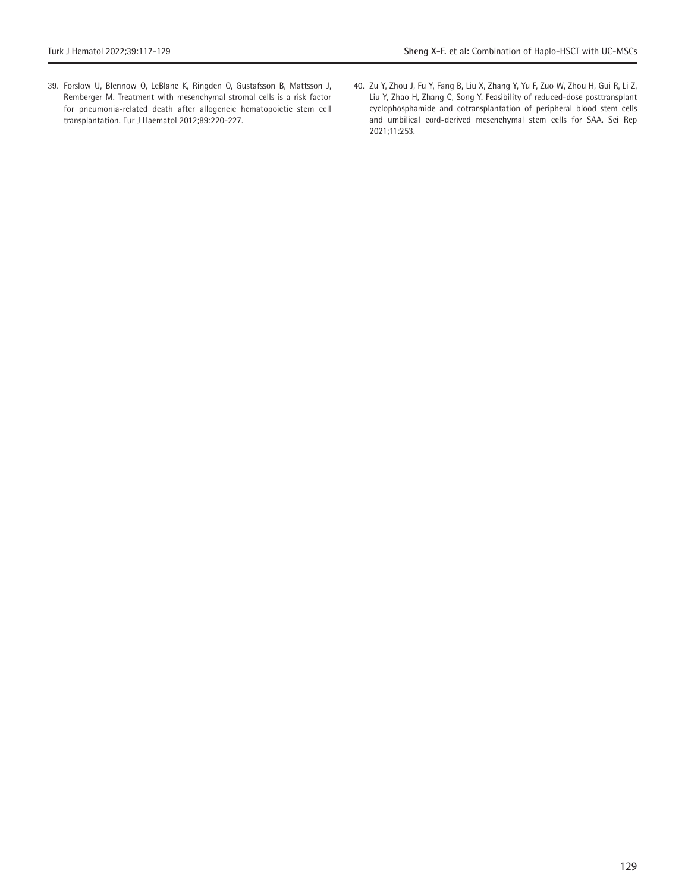39. Forslow U, Blennow O, LeBlanc K, Ringden O, Gustafsson B, Mattsson J, Remberger M. Treatment with mesenchymal stromal cells is a risk factor for pneumonia-related death after allogeneic hematopoietic stem cell transplantation. Eur J Haematol 2012;89:220-227.

40. Zu Y, Zhou J, Fu Y, Fang B, Liu X, Zhang Y, Yu F, Zuo W, Zhou H, Gui R, Li Z, Liu Y, Zhao H, Zhang C, Song Y. Feasibility of reduced-dose posttransplant cyclophosphamide and cotransplantation of peripheral blood stem cells and umbilical cord-derived mesenchymal stem cells for SAA. Sci Rep 2021;11:253.